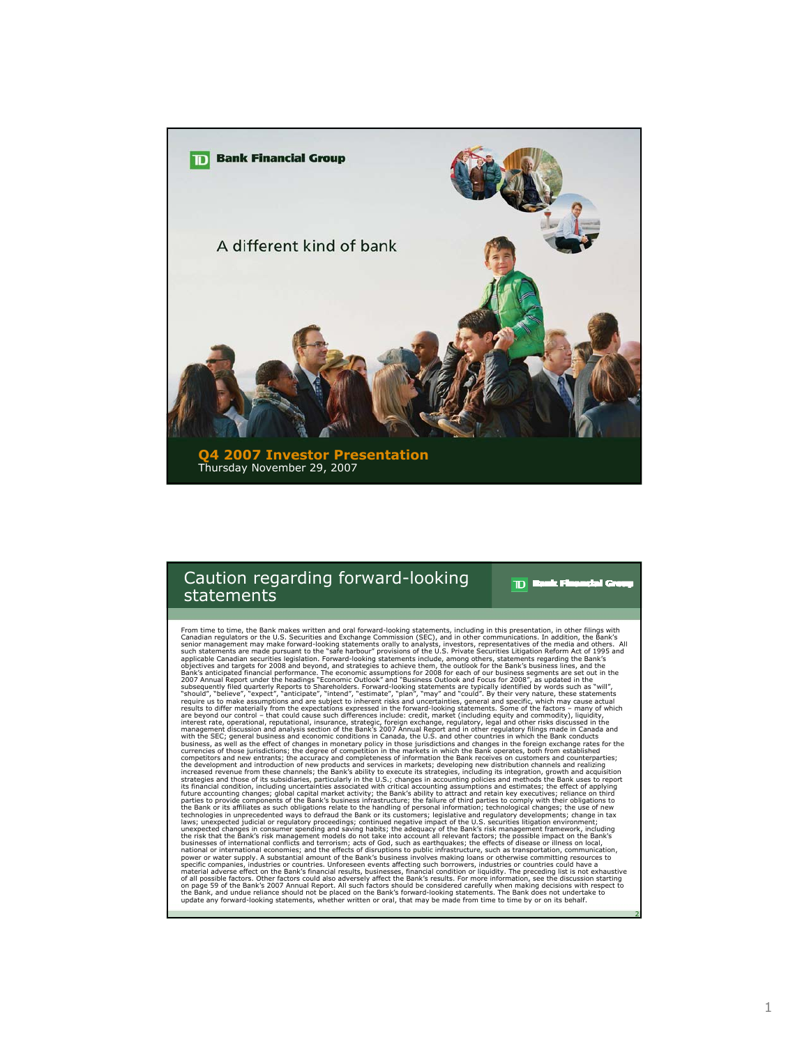**TD Bank Financial Group**

A different kind of bank

**Q4 2007 Investor Presentation**
Thursday November 29, 2007

## Caution regarding forward-looking statements

From time to time, the Bank makes written and oral forward-looking statements, including in this presentation, in other filings with Canadian regulators or the U.S. Securities and Exchange Commission (SEC), and in other communications. In addition, the Bank's senior management may make forward-looking statements orally to analysts, investors, representatives of the media and others. All such statements are made pursuant to the "safe harbour" provisions of the U.S. Private Securities Litigation Reform Act of 1995 and applicable Canadian securities legislation. Forward-looking statements include, among others, statements regarding the Bank's objectives and targets for 2008 and beyond, and strategies to achieve them, the outlook for the Bank's business lines, and the Bank's anticipated financial performance. The economic assumptions for 2008 for each of our business segments are set out in the 2007 Annual Report under the headings "Economic Outlook" and "Business Outlook and Focus for 2008", as updated in the subsequently filed quarterly Reports to Shareholders. Forward-looking statements are typically identified by words such as "will", "should", "believe", "expect", "anticipate", "intend", "estimate", "plan", "may" and "could". By their very nature, these statements require us to make assumptions and are subject to inherent risks and uncertainties, general and specific, which may cause actual results to differ materially from the expectations expressed in the forward-looking statements. Some of the factors – many of which are beyond our control – that could cause such differences include: credit, market (including equity and commodity), liquidity, interest rate, operational, reputational, insurance, strategic, foreign exchange, regulatory, legal and other risks discussed in the management discussion and analysis section of the Bank's 2007 Annual Report and in other regulatory filings made in Canada and with the SEC; general business and economic conditions in Canada, the U.S. and other countries in which the Bank conducts business, as well as the effect of changes in monetary policy in those jurisdictions and changes in the foreign exchange rates for the currencies of those jurisdictions; the degree of competition in the markets in which the Bank operates, both from established competitors and new entrants; the accuracy and completeness of information the Bank receives on customers and counterparties; the development and introduction of new products and services in markets; developing new distribution channels and realizing increased revenue from these channels; the Bank's ability to execute its strategies, including its integration, growth and acquisition strategies and those of its subsidiaries, particularly in the U.S.; changes in accounting policies and methods the Bank uses to report its financial condition, including uncertainties associated with critical accounting assumptions and estimates; the effect of applying future accounting changes; global capital market activity; the Bank's ability to attract and retain key executives; reliance on third parties to provide components of the Bank's business infrastructure; the failure of third parties to comply with their obligations to the Bank or its affiliates as such obligations relate to the handling of personal information; technological changes; the use of new technologies in unprecedented ways to defraud the Bank or its customers; legislative and regulatory developments; change in tax laws; unexpected judicial or regulatory proceedings; continued negative impact of the U.S. securities litigation environment; unexpected changes in consumer spending and saving habits; the adequacy of the Bank's risk management framework, including the risk that the Bank's risk management models do not take into account all relevant factors; the possible impact on the Bank's businesses of international conflicts and terrorism; acts of God, such as earthquakes; the effects of disease or illness on local, national or international economies; and the effects of disruptions to public infrastructure, such as transportation, communication, power or water supply. A substantial amount of the Bank's business involves making loans or otherwise committing resources to specific companies, industries or countries. Unforeseen events affecting such borrowers, industries or countries could have a material adverse effect on the Bank's financial results, businesses, financial condition or liquidity. The preceding list is not exhaustive of all possible factors. Other factors could also adversely affect the Bank's results. For more information, see the discussion starting on page 59 of the Bank's 2007 Annual Report. All such factors should be considered carefully when making decisions with respect to the Bank, and undue reliance should not be placed on the Bank's forward-looking statements. The Bank does not undertake to update any forward-looking statements, whether written or oral, that may be made from time to time by or on its behalf.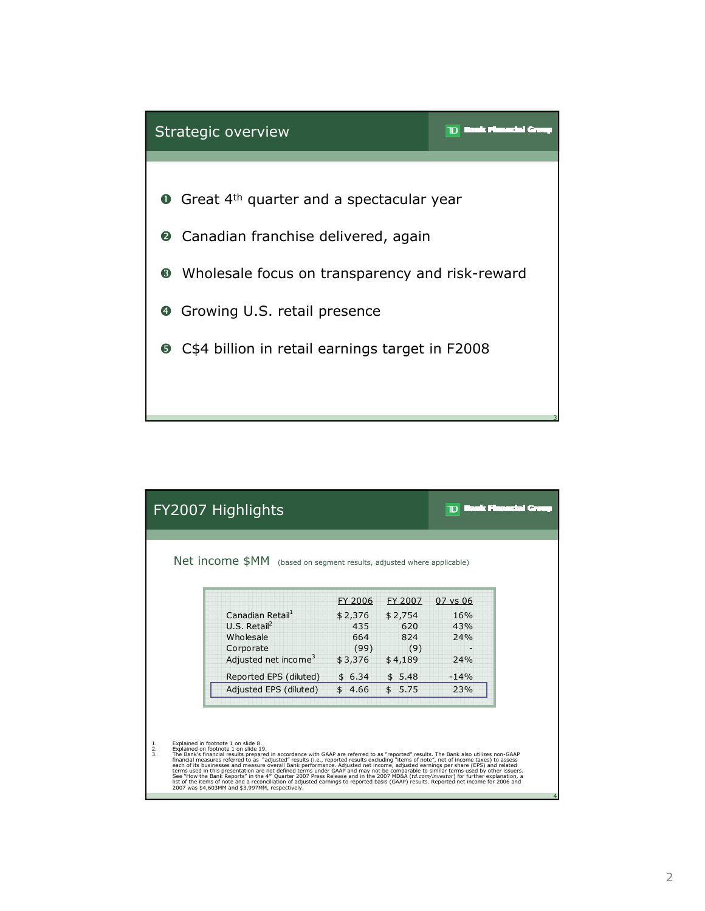## Strategic overview

1. Great 4th quarter and a spectacular year
2. Canadian franchise delivered, again
3. Wholesale focus on transparency and risk-reward
4. Growing U.S. retail presence
5. C$4 billion in retail earnings target in F2008

## FY2007 Highlights

Net income $MM (based on segment results, adjusted where applicable)

| | FY 2006 | FY 2007 | 07 vs 06 |
|---|---|---|---|
| Canadian Retail[1] | $ 2,376 | $ 2,754 | 16% |
| U.S. Retail[2] | 435 | 620 | 43% |
| Wholesale | 664 | 824 | 24% |
| Corporate | (99) | (9) | - |
| Adjusted net income[3] | $ 3,376 | $ 4,189 | 24% |
| Reported EPS (diluted) | $ 6.34 | $ 5.48 | -14% |
| Adjusted EPS (diluted) | $ 4.66 | $ 5.75 | 23% |

1. Explained in footnote 1 on slide 8.
2. Explained on footnote 1 on slide 19.
3. The Bank's financial results prepared in accordance with GAAP are referred to as "reported" results. The Bank also utilizes non-GAAP financial measures referred to as "adjusted" results (i.e., reported results excluding "items of note", net of income taxes) to assess each of its businesses and measure overall Bank performance. Adjusted net income, adjusted earnings per share (EPS) and related terms used in this presentation are not defined terms under GAAP and may not be comparable to similar terms used by other issuers. See "How the Bank Reports" in the 4th Quarter 2007 Press Release and in the 2007 MD&A (*td.com/investor*) for further explanation, a list of the items of note and a reconciliation of adjusted earnings to reported basis (GAAP) results. Reported net income for 2006 and 2007 was $4,603MM and $3,997MM, respectively.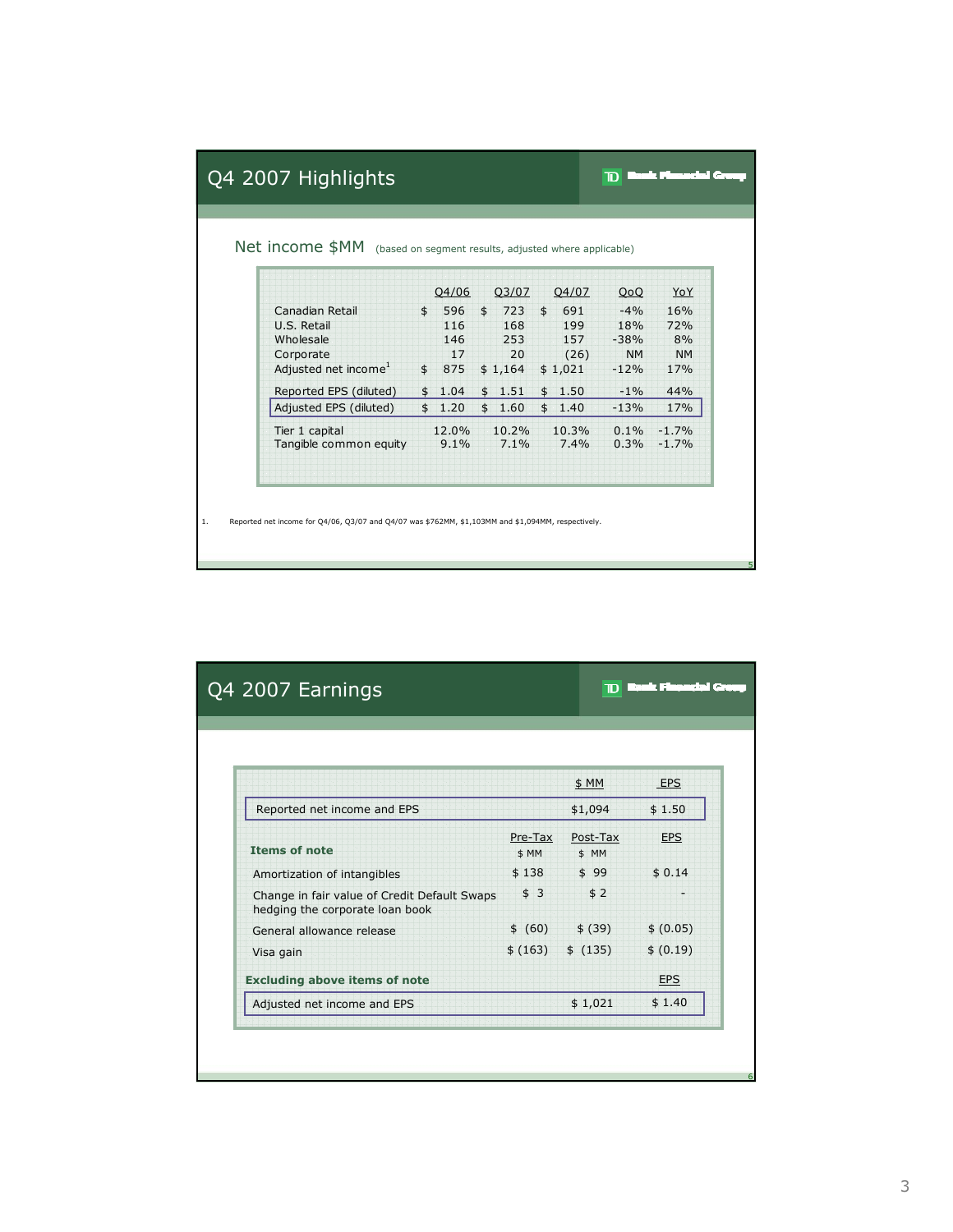## Q4 2007 Highlights

### Net income $MM (based on segment results, adjusted where applicable)

| | Q4/06 | Q3/07 | Q4/07 | QoQ | YoY |
|---|---|---|---|---|---|
| Canadian Retail | $ 596 | $ 723 | $ 691 | -4% | 16% |
| U.S. Retail | 116 | 168 | 199 | 18% | 72% |
| Wholesale | 146 | 253 | 157 | -38% | 8% |
| Corporate | 17 | 20 | (26) | NM | NM |
| Adjusted net income[1] | $ 875 | $ 1,164 | $ 1,021 | -12% | 17% |
| Reported EPS (diluted) | $ 1.04 | $ 1.51 | $ 1.50 | -1% | 44% |
| **Adjusted EPS (diluted)** | $ 1.20 | $ 1.60 | $ 1.40 | -13% | 17% |
| Tier 1 capital | 12.0% | 10.2% | 10.3% | 0.1% | -1.7% |
| Tangible common equity | 9.1% | 7.1% | 7.4% | 0.3% | -1.7% |

1. Reported net income for Q4/06, Q3/07 and Q4/07 was $762MM, $1,103MM and $1,094MM, respectively.

## Q4 2007 Earnings

| | Pre-Tax $ MM | Post-Tax $ MM | EPS |
|---|---|---|---|
| Reported net income and EPS | | $1,094 | $ 1.50 |
| **Items of note** | | | |
| Amortization of intangibles | $ 138 | $ 99 | $ 0.14 |
| Change in fair value of Credit Default Swaps hedging the corporate loan book | $ 3 | $ 2 | - |
| General allowance release | $ (60) | $ (39) | $ (0.05) |
| Visa gain | $ (163) | $ (135) | $ (0.19) |
| **Excluding above items of note** | | | |
| Adjusted net income and EPS | | $ 1,021 | $ 1.40 |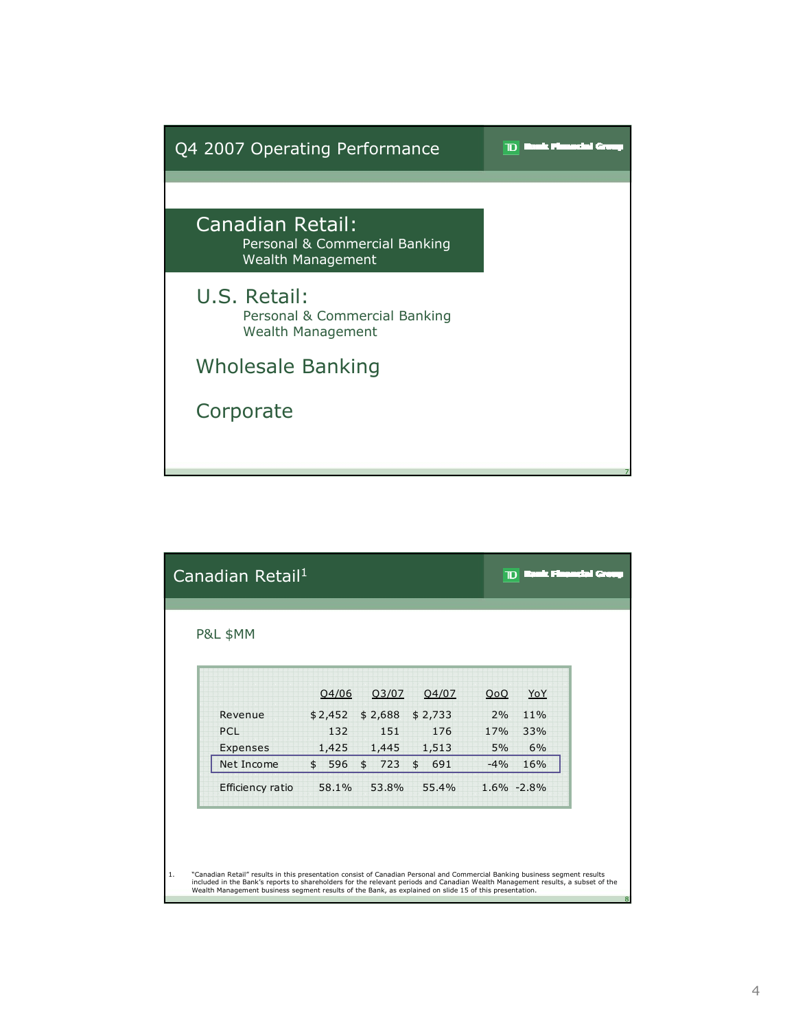## Q4 2007 Operating Performance

TD Bank Financial Group

**Canadian Retail:**
- Personal & Commercial Banking
- Wealth Management

**U.S. Retail:**
- Personal & Commercial Banking
- Wealth Management

**Wholesale Banking**

**Corporate**

## Canadian Retail[1]

TD Bank Financial Group

P&L $MM

| | Q4/06 | Q3/07 | Q4/07 | QoQ | YoY |
|---|---|---|---|---|---|
| Revenue | $ 2,452 | $ 2,688 | $ 2,733 | 2% | 11% |
| PCL | 132 | 151 | 176 | 17% | 33% |
| Expenses | 1,425 | 1,445 | 1,513 | 5% | 6% |
| Net Income | $ 596 | $ 723 | $ 691 | -4% | 16% |
| Efficiency ratio | 58.1% | 53.8% | 55.4% | 1.6% | -2.8% |

1. "Canadian Retail" results in this presentation consist of Canadian Personal and Commercial Banking business segment results included in the Bank's reports to shareholders for the relevant periods and Canadian Wealth Management results, a subset of the Wealth Management business segment results of the Bank, as explained on slide 15 of this presentation.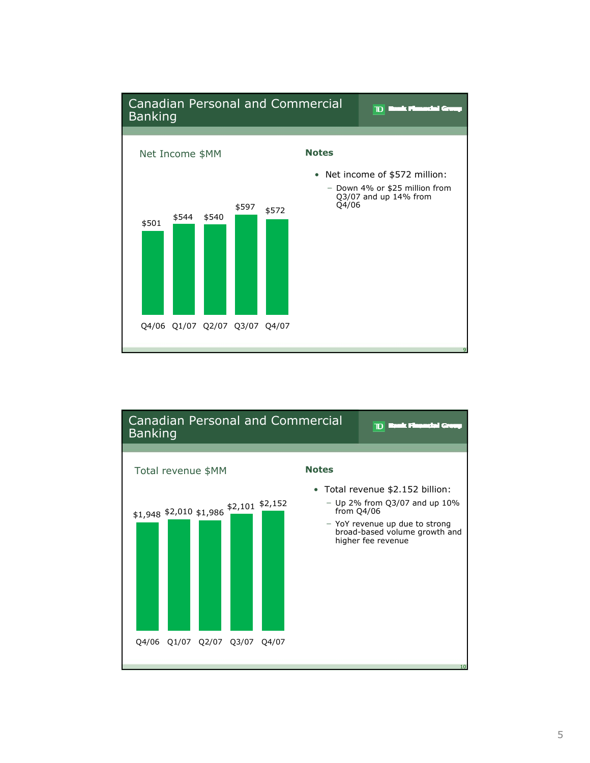## Canadian Personal and Commercial Banking

**Net Income $MM**

| Q4/06 | Q1/07 | Q2/07 | Q3/07 | Q4/07 |
|---|---|---|---|---|
| $501 | $544 | $540 | $597 | $572 |

**Notes**

- Net income of $572 million:
  - Down 4% or $25 million from Q3/07 and up 14% from Q4/06

## Canadian Personal and Commercial Banking

**Total revenue $MM**

| Q4/06 | Q1/07 | Q2/07 | Q3/07 | Q4/07 |
|---|---|---|---|---|
| $1,948 | $2,010 | $1,986 | $2,101 | $2,152 |

**Notes**

- Total revenue $2.152 billion:
  - Up 2% from Q3/07 and up 10% from Q4/06
  - YoY revenue up due to strong broad-based volume growth and higher fee revenue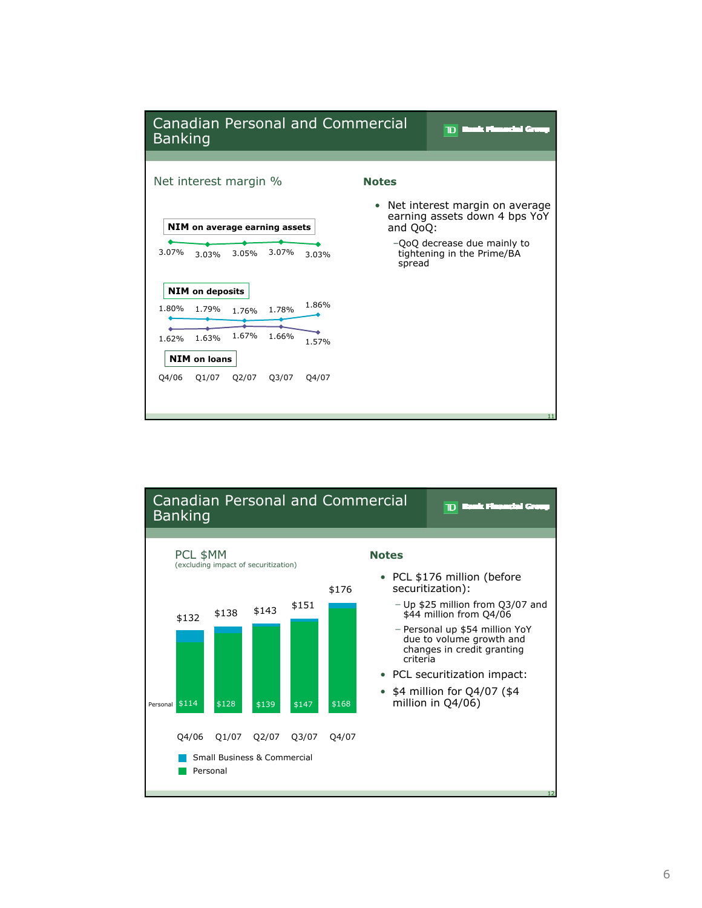## Canadian Personal and Commercial Banking

TD Bank Financial Group

### Net interest margin %

| | Q4/06 | Q1/07 | Q2/07 | Q3/07 | Q4/07 |
|---|---|---|---|---|---|
| NIM on average earning assets | 3.07% | 3.03% | 3.05% | 3.07% | 3.03% |
| NIM on deposits | 1.80% | 1.79% | 1.76% | 1.78% | 1.86% |
| NIM on loans | 1.62% | 1.63% | 1.67% | 1.66% | 1.57% |

**Notes**

- Net interest margin on average earning assets down 4 bps YoY and QoQ:
  - QoQ decrease due mainly to tightening in the Prime/BA spread

## Canadian Personal and Commercial Banking

TD Bank Financial Group

### PCL $MM
(excluding impact of securitization)

| | Q4/06 | Q1/07 | Q2/07 | Q3/07 | Q4/07 |
|---|---|---|---|---|---|
| Total | $132 | $138 | $143 | $151 | $176 |
| Personal | $114 | $128 | $139 | $147 | $168 |

Legend: Small Business & Commercial; Personal

**Notes**

- PCL $176 million (before securitization):
  - Up $25 million from Q3/07 and $44 million from Q4/06
  - Personal up $54 million YoY due to volume growth and changes in credit granting criteria
- PCL securitization impact:
- $4 million for Q4/07 ($4 million in Q4/06)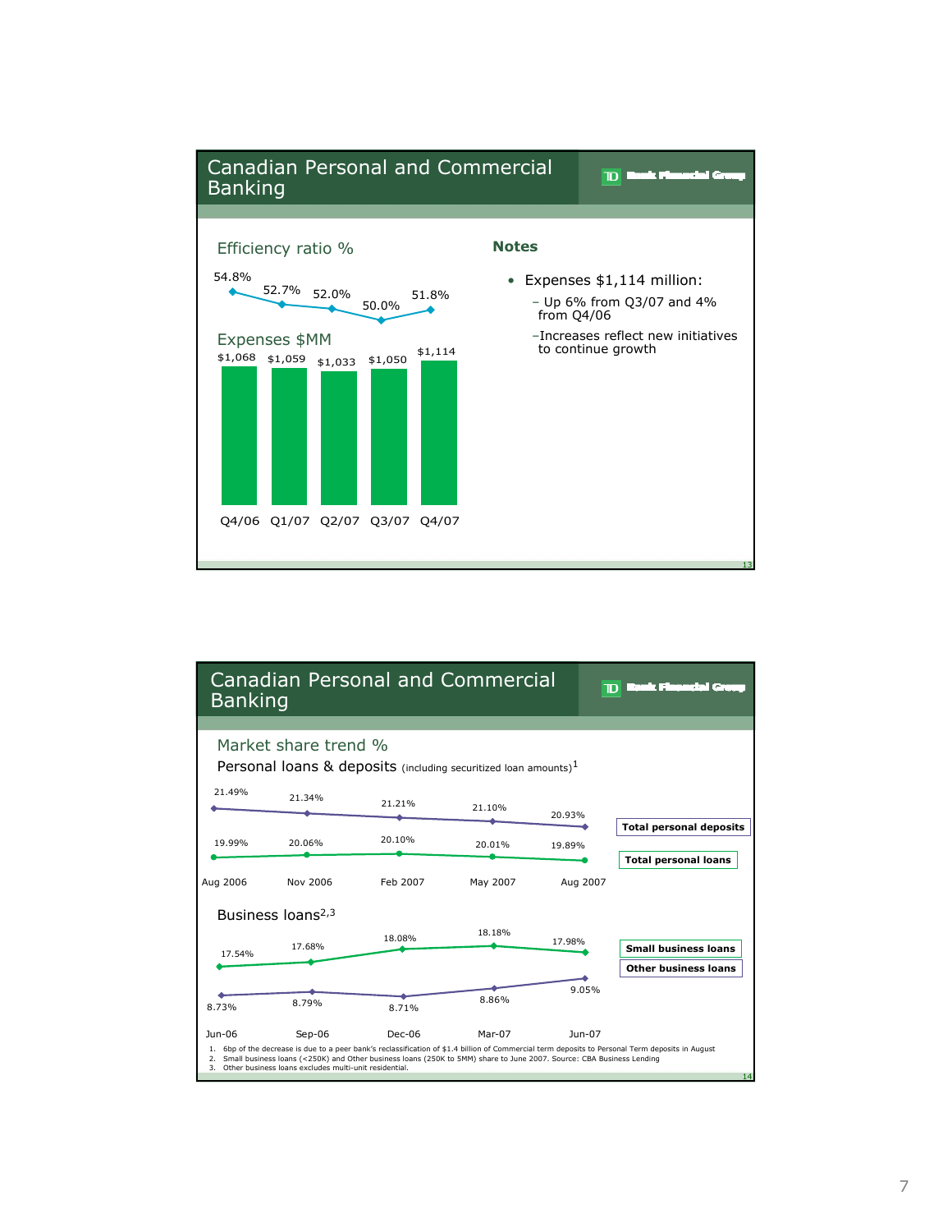## Canadian Personal and Commercial Banking

### Efficiency ratio %

| | Q4/06 | Q1/07 | Q2/07 | Q3/07 | Q4/07 |
|---|---|---|---|---|---|
| Efficiency ratio % | 54.8% | 52.7% | 52.0% | 50.0% | 51.8% |
| Expenses $MM | $1,068 | $1,059 | $1,033 | $1,050 | $1,114 |

### Notes

- Expenses $1,114 million:
  - Up 6% from Q3/07 and 4% from Q4/06
  - Increases reflect new initiatives to continue growth

## Canadian Personal and Commercial Banking

### Market share trend %

**Personal loans & deposits** (including securitized loan amounts)[1]

| | Aug 2006 | Nov 2006 | Feb 2007 | May 2007 | Aug 2007 |
|---|---|---|---|---|---|
| Total personal deposits | 21.49% | 21.34% | 21.21% | 21.10% | 20.93% |
| Total personal loans | 19.99% | 20.06% | 20.10% | 20.01% | 19.89% |

**Business loans**[2,3]

| | Jun-06 | Sep-06 | Dec-06 | Mar-07 | Jun-07 |
|---|---|---|---|---|---|
| Small business loans | 17.54% | 17.68% | 18.08% | 18.18% | 17.98% |
| Other business loans | 8.73% | 8.79% | 8.71% | 8.86% | 9.05% |

1. 6bp of the decrease is due to a peer bank's reclassification of $1.4 billion of Commercial term deposits to Personal Term deposits in August
2. Small business loans (<250K) and Other business loans (250K to 5MM) share to June 2007. Source: CBA Business Lending
3. Other business loans excludes multi-unit residential.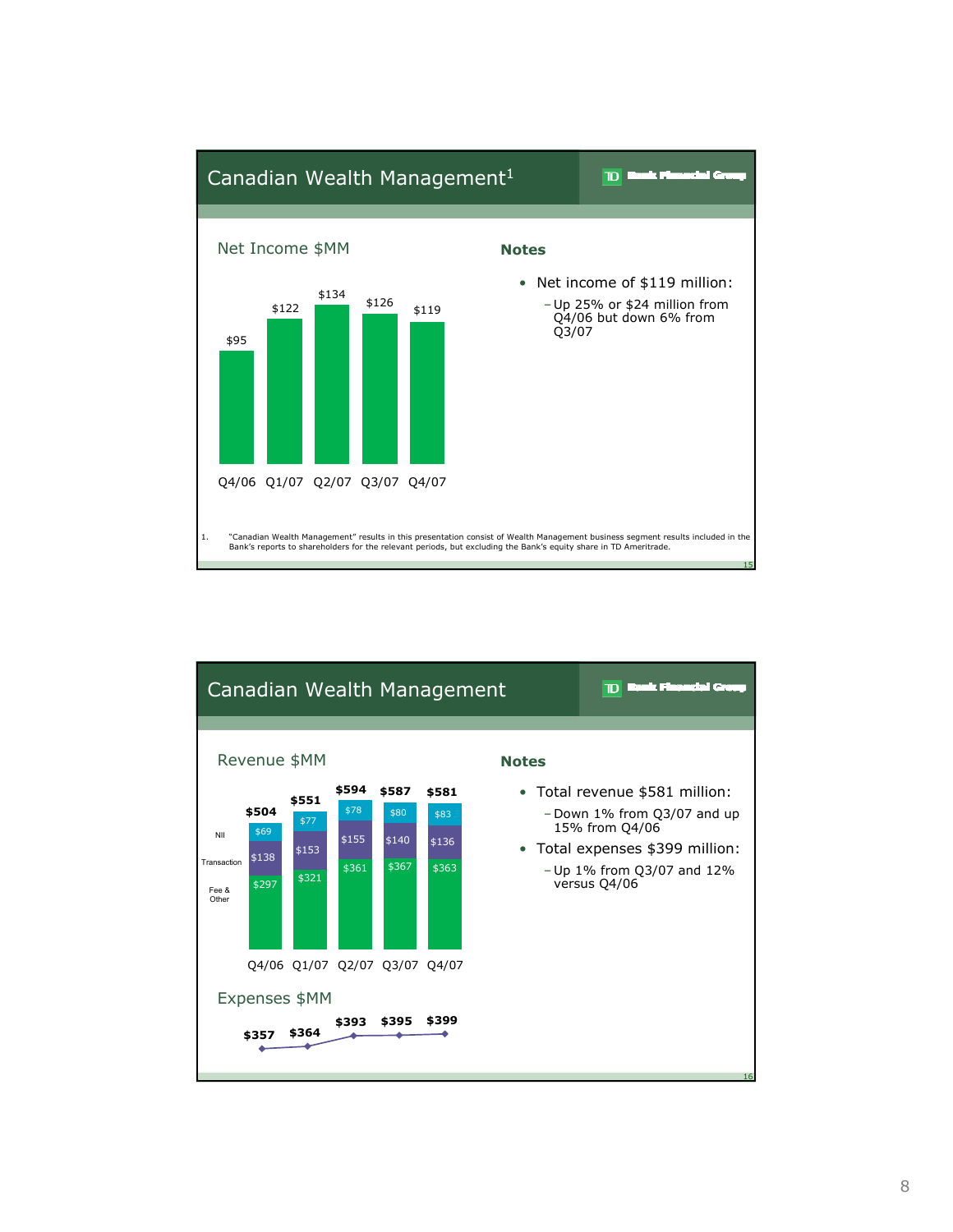## Canadian Wealth Management[1]

### Net Income $MM

| Q4/06 | Q1/07 | Q2/07 | Q3/07 | Q4/07 |
|---|---|---|---|---|
| $95 | $122 | $134 | $126 | $119 |

### Notes

- Net income of $119 million:
  - Up 25% or $24 million from Q4/06 but down 6% from Q3/07

1. "Canadian Wealth Management" results in this presentation consist of Wealth Management business segment results included in the Bank's reports to shareholders for the relevant periods, but excluding the Bank's equity share in TD Ameritrade.

## Canadian Wealth Management

### Revenue $MM

| | Q4/06 | Q1/07 | Q2/07 | Q3/07 | Q4/07 |
|---|---|---|---|---|---|
| NII | $69 | $77 | $78 | $80 | $83 |
| Transaction | $138 | $153 | $155 | $140 | $136 |
| Fee & Other | $297 | $321 | $361 | $367 | $363 |
| **Total** | **$504** | **$551** | **$594** | **$587** | **$581** |

### Expenses $MM

| Q4/06 | Q1/07 | Q2/07 | Q3/07 | Q4/07 |
|---|---|---|---|---|
| $357 | $364 | $393 | $395 | $399 |

### Notes

- Total revenue $581 million:
  - Down 1% from Q3/07 and up 15% from Q4/06
- Total expenses $399 million:
  - Up 1% from Q3/07 and 12% versus Q4/06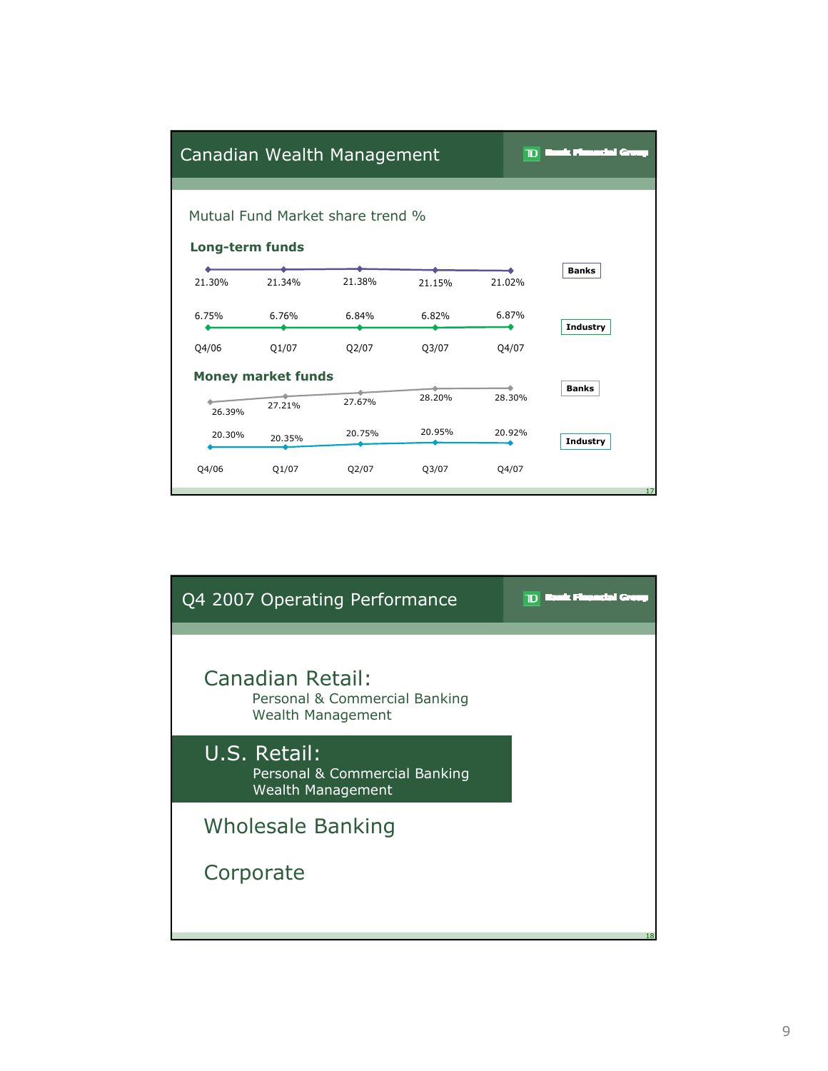## Canadian Wealth Management

TD Bank Financial Group

Mutual Fund Market share trend %

**Long-term funds**

| | Q4/06 | Q1/07 | Q2/07 | Q3/07 | Q4/07 |
|---|---|---|---|---|---|
| Banks | 21.30% | 21.34% | 21.38% | 21.15% | 21.02% |
| Industry | 6.75% | 6.76% | 6.84% | 6.82% | 6.87% |

**Money market funds**

| | Q4/06 | Q1/07 | Q2/07 | Q3/07 | Q4/07 |
|---|---|---|---|---|---|
| Banks | 26.39% | 27.21% | 27.67% | 28.20% | 28.30% |
| Industry | 20.30% | 20.35% | 20.75% | 20.95% | 20.92% |

## Q4 2007 Operating Performance

TD Bank Financial Group

Canadian Retail:
- Personal & Commercial Banking
- Wealth Management

U.S. Retail:
- Personal & Commercial Banking
- Wealth Management

Wholesale Banking

Corporate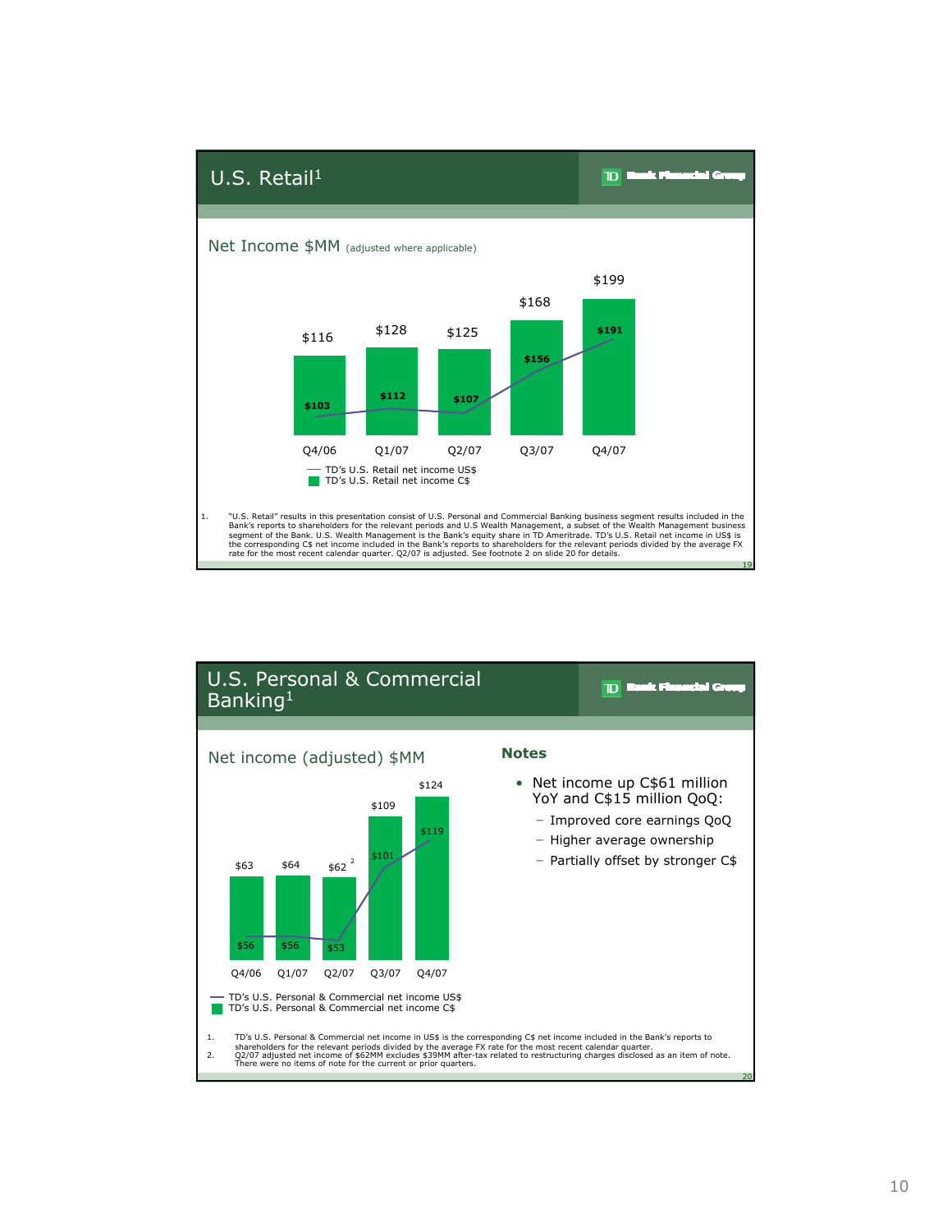## U.S. Retail[1]

### Net Income $MM (adjusted where applicable)

| | Q4/06 | Q1/07 | Q2/07 | Q3/07 | Q4/07 |
|---|---|---|---|---|---|
| TD's U.S. Retail net income C$ | $116 | $128 | $125 | $168 | $199 |
| TD's U.S. Retail net income US$ | $103 | $112 | $107 | $156 | $191 |

1. "U.S. Retail" results in this presentation consist of U.S. Personal and Commercial Banking business segment results included in the Bank's reports to shareholders for the relevant periods and U.S Wealth Management, a subset of the Wealth Management business segment of the Bank. U.S. Wealth Management is the Bank's equity share in TD Ameritrade. TD's U.S. Retail net income in US$ is the corresponding C$ net income included in the Bank's reports to shareholders for the relevant periods divided by the average FX rate for the most recent calendar quarter. Q2/07 is adjusted. See footnote 2 on slide 20 for details.

## U.S. Personal & Commercial Banking[1]

### Net income (adjusted) $MM

| | Q4/06 | Q1/07 | Q2/07 | Q3/07 | Q4/07 |
|---|---|---|---|---|---|
| TD's U.S. Personal & Commercial net income C$ | $63 | $64 | $62[2] | $109 | $124 |
| TD's U.S. Personal & Commercial net income US$ | $56 | $56 | $53 | $101 | $119 |

### Notes

- Net income up C$61 million YoY and C$15 million QoQ:
  - Improved core earnings QoQ
  - Higher average ownership
  - Partially offset by stronger C$

1. TD's U.S. Personal & Commercial net income in US$ is the corresponding C$ net income included in the Bank's reports to shareholders for the relevant periods divided by the average FX rate for the most recent calendar quarter.
2. Q2/07 adjusted net income of $62MM excludes $39MM after-tax related to restructuring charges disclosed as an item of note. There were no items of note for the current or prior quarters.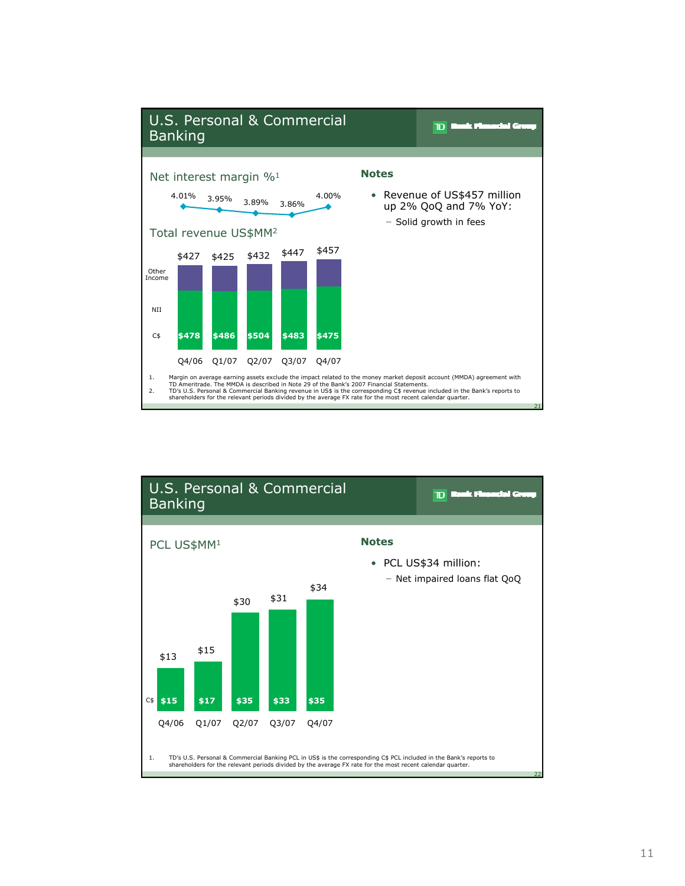## U.S. Personal & Commercial Banking

### Net interest margin %[1]

| Q4/06 | Q1/07 | Q2/07 | Q3/07 | Q4/07 |
|---|---|---|---|---|
| 4.01% | 3.95% | 3.89% | 3.86% | 4.00% |

### Total revenue US$MM[2]

| | Q4/06 | Q1/07 | Q2/07 | Q3/07 | Q4/07 |
|---|---|---|---|---|---|
| Total | $427 | $425 | $432 | $447 | $457 |
| C$ | $478 | $486 | $504 | $483 | $475 |

Components: Other Income, NII

**Notes**

- Revenue of US$457 million up 2% QoQ and 7% YoY:
  - Solid growth in fees

1. Margin on average earning assets exclude the impact related to the money market deposit account (MMDA) agreement with TD Ameritrade. The MMDA is described in Note 29 of the Bank's 2007 Financial Statements.
2. TD's U.S. Personal & Commercial Banking revenue in US$ is the corresponding C$ revenue included in the Bank's reports to shareholders for the relevant periods divided by the average FX rate for the most recent calendar quarter.

## U.S. Personal & Commercial Banking

### PCL US$MM[1]

| | Q4/06 | Q1/07 | Q2/07 | Q3/07 | Q4/07 |
|---|---|---|---|---|---|
| US$ | $13 | $15 | $30 | $31 | $34 |
| C$ | $15 | $17 | $35 | $33 | $35 |

**Notes**

- PCL US$34 million:
  - Net impaired loans flat QoQ

1. TD's U.S. Personal & Commercial Banking PCL in US$ is the corresponding C$ PCL included in the Bank's reports to shareholders for the relevant periods divided by the average FX rate for the most recent calendar quarter.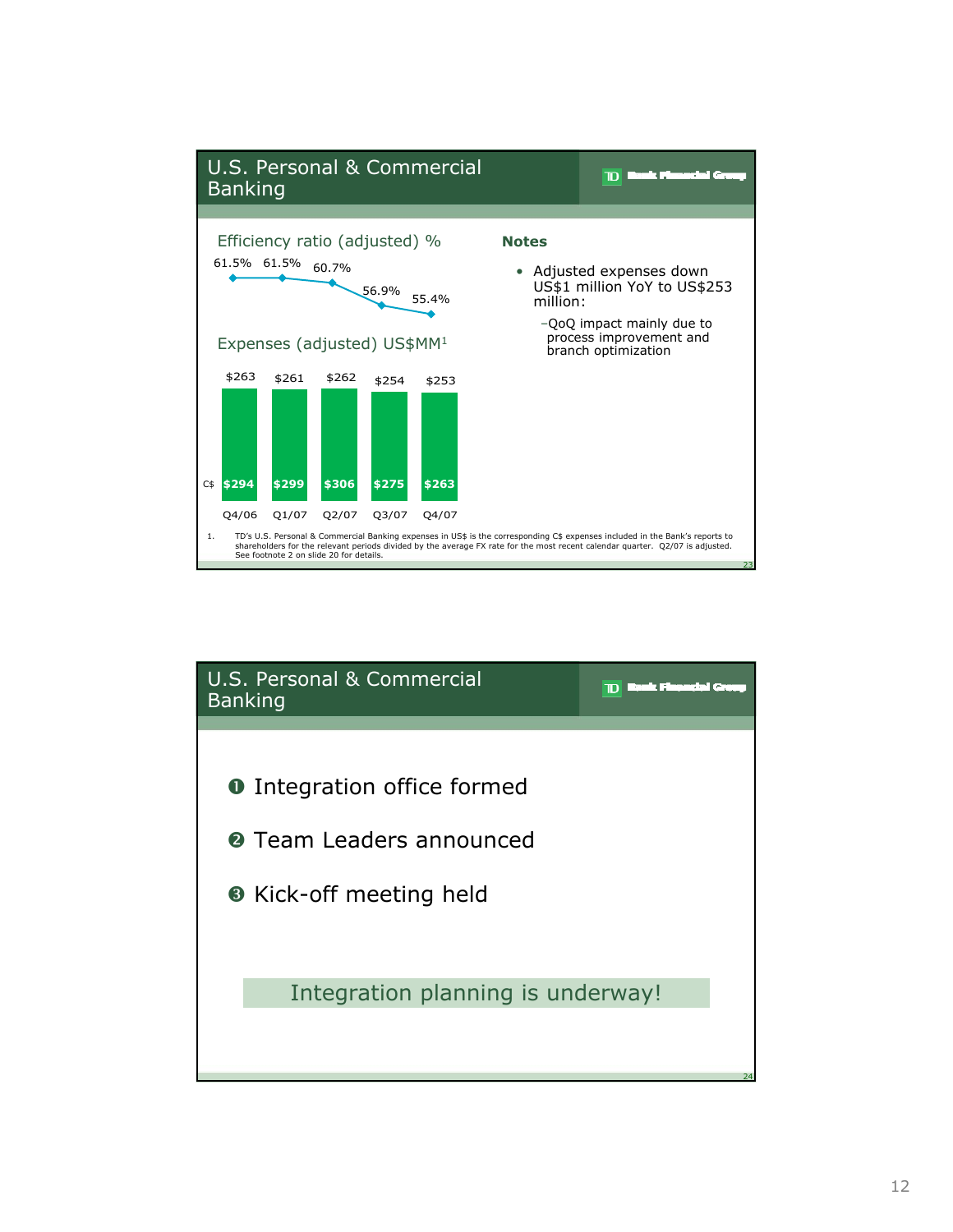## U.S. Personal & Commercial Banking

TD Bank Financial Group

### Efficiency ratio (adjusted) %

| Q4/06 | Q1/07 | Q2/07 | Q3/07 | Q4/07 |
|---|---|---|---|---|
| 61.5% | 61.5% | 60.7% | 56.9% | 55.4% |

### Expenses (adjusted) US$MM[1]

| | Q4/06 | Q1/07 | Q2/07 | Q3/07 | Q4/07 |
|---|---|---|---|---|---|
| US$ | $263 | $261 | $262 | $254 | $253 |
| C$ | $294 | $299 | $306 | $275 | $263 |

**Notes**

- Adjusted expenses down US$1 million YoY to US$253 million:
  - QoQ impact mainly due to process improvement and branch optimization

1. TD's U.S. Personal & Commercial Banking expenses in US$ is the corresponding C$ expenses included in the Bank's reports to shareholders for the relevant periods divided by the average FX rate for the most recent calendar quarter. Q2/07 is adjusted. See footnote 2 on slide 20 for details.

---

## U.S. Personal & Commercial Banking

TD Bank Financial Group

❶ Integration office formed

❷ Team Leaders announced

❸ Kick-off meeting held

Integration planning is underway!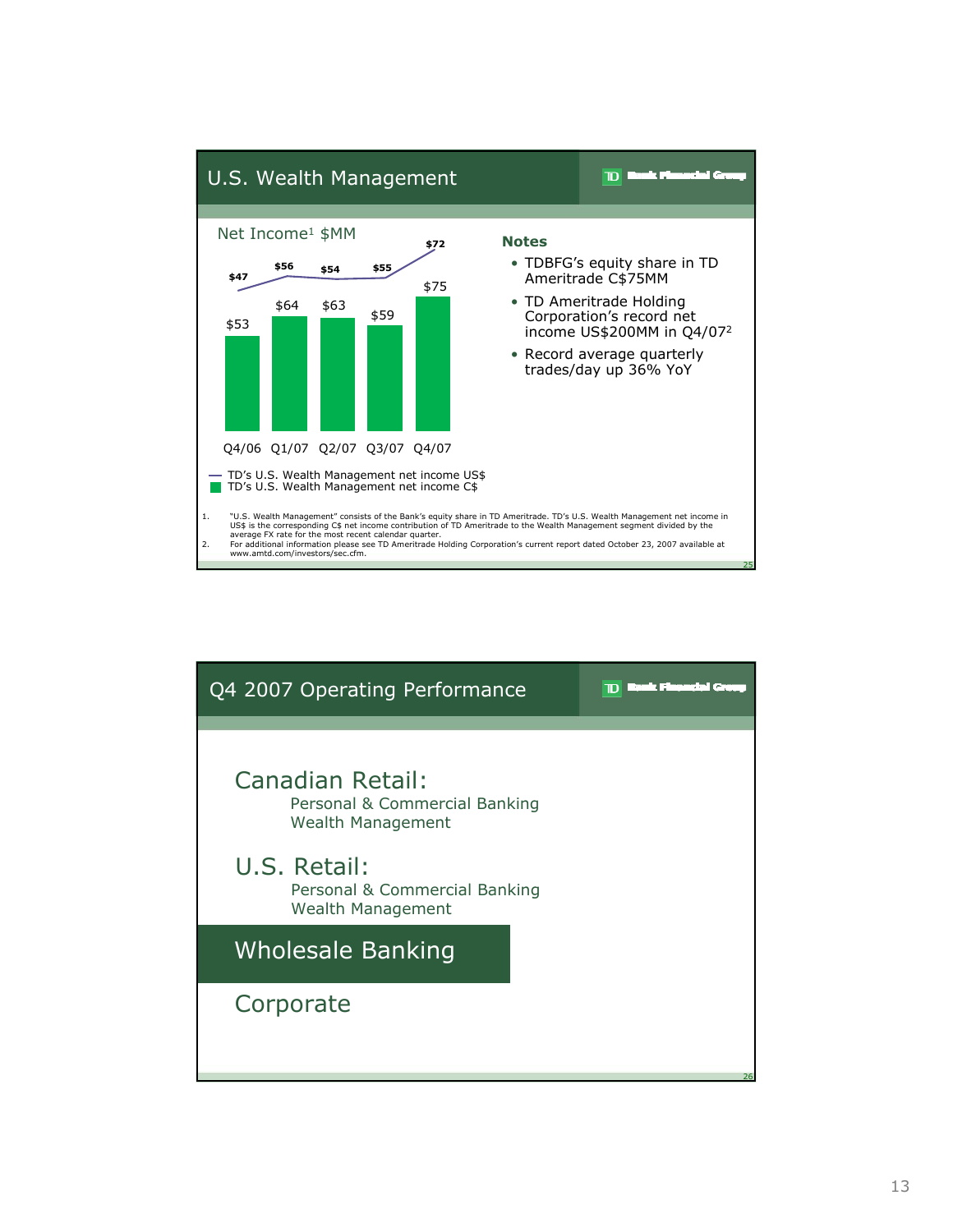## U.S. Wealth Management

**Net Income[1] $MM**

| | Q4/06 | Q1/07 | Q2/07 | Q3/07 | Q4/07 |
|---|---|---|---|---|---|
| TD's U.S. Wealth Management net income US$ | $47 | $56 | $54 | $55 | $72 |
| TD's U.S. Wealth Management net income C$ | $53 | $64 | $63 | $59 | $75 |

**Notes**

- TDBFG's equity share in TD Ameritrade C$75MM
- TD Ameritrade Holding Corporation's record net income US$200MM in Q4/07[2]
- Record average quarterly trades/day up 36% YoY

1. "U.S. Wealth Management" consists of the Bank's equity share in TD Ameritrade. TD's U.S. Wealth Management net income in US$ is the corresponding C$ net income contribution of TD Ameritrade to the Wealth Management segment divided by the average FX rate for the most recent calendar quarter.
2. For additional information please see TD Ameritrade Holding Corporation's current report dated October 23, 2007 available at www.amtd.com/investors/sec.cfm.

## Q4 2007 Operating Performance

**Canadian Retail:**
- Personal & Commercial Banking
- Wealth Management

**U.S. Retail:**
- Personal & Commercial Banking
- Wealth Management

**Wholesale Banking**

**Corporate**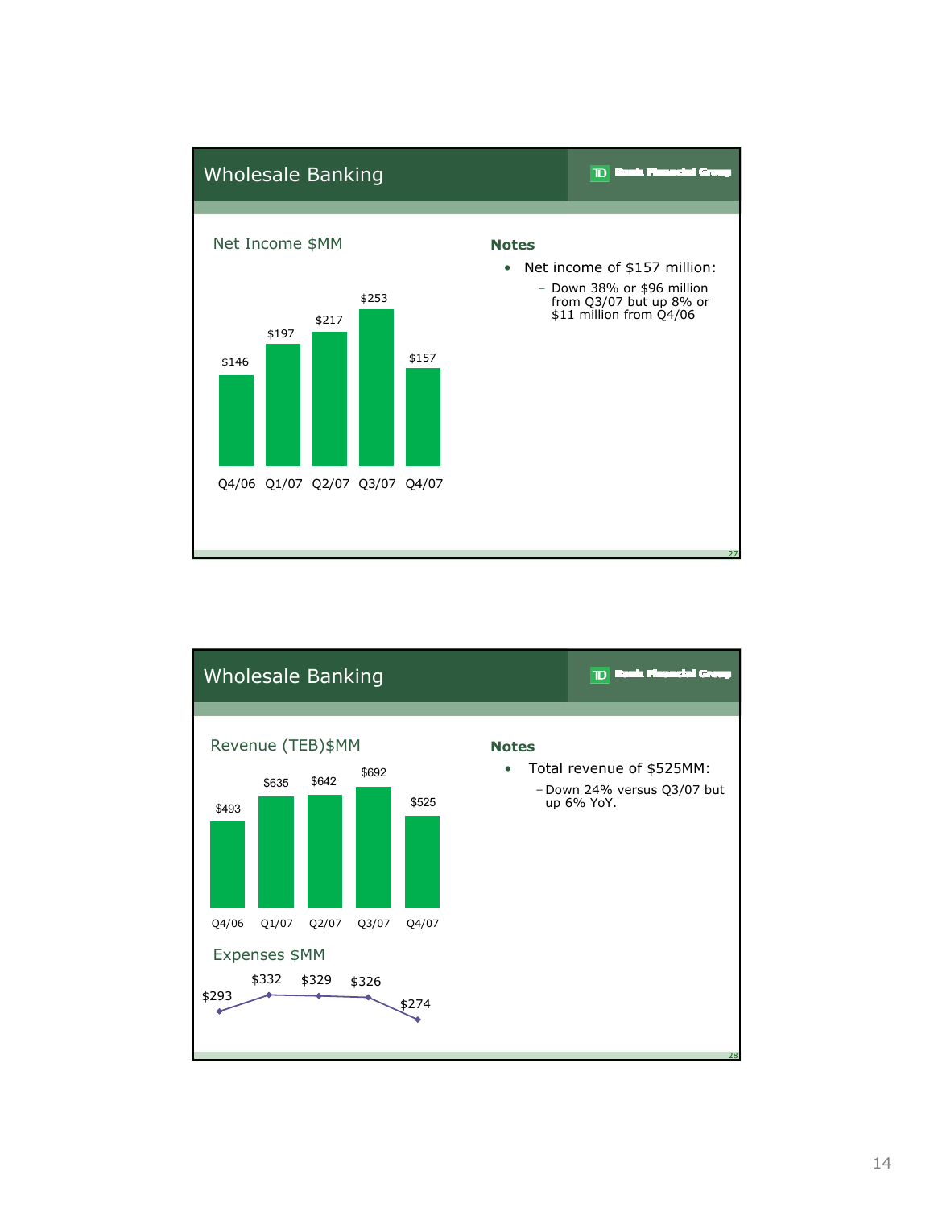## Wholesale Banking

TD Bank Financial Group

### Net Income $MM

| Q4/06 | Q1/07 | Q2/07 | Q3/07 | Q4/07 |
|---|---|---|---|---|
| $146 | $197 | $217 | $253 | $157 |

**Notes**

- Net income of $157 million:
  - Down 38% or $96 million from Q3/07 but up 8% or $11 million from Q4/06

## Wholesale Banking

TD Bank Financial Group

### Revenue (TEB)$MM

| Q4/06 | Q1/07 | Q2/07 | Q3/07 | Q4/07 |
|---|---|---|---|---|
| $493 | $635 | $642 | $692 | $525 |

### Expenses $MM

| Q4/06 | Q1/07 | Q2/07 | Q3/07 | Q4/07 |
|---|---|---|---|---|
| $293 | $332 | $329 | $326 | $274 |

**Notes**

- Total revenue of $525MM:
  - Down 24% versus Q3/07 but up 6% YoY.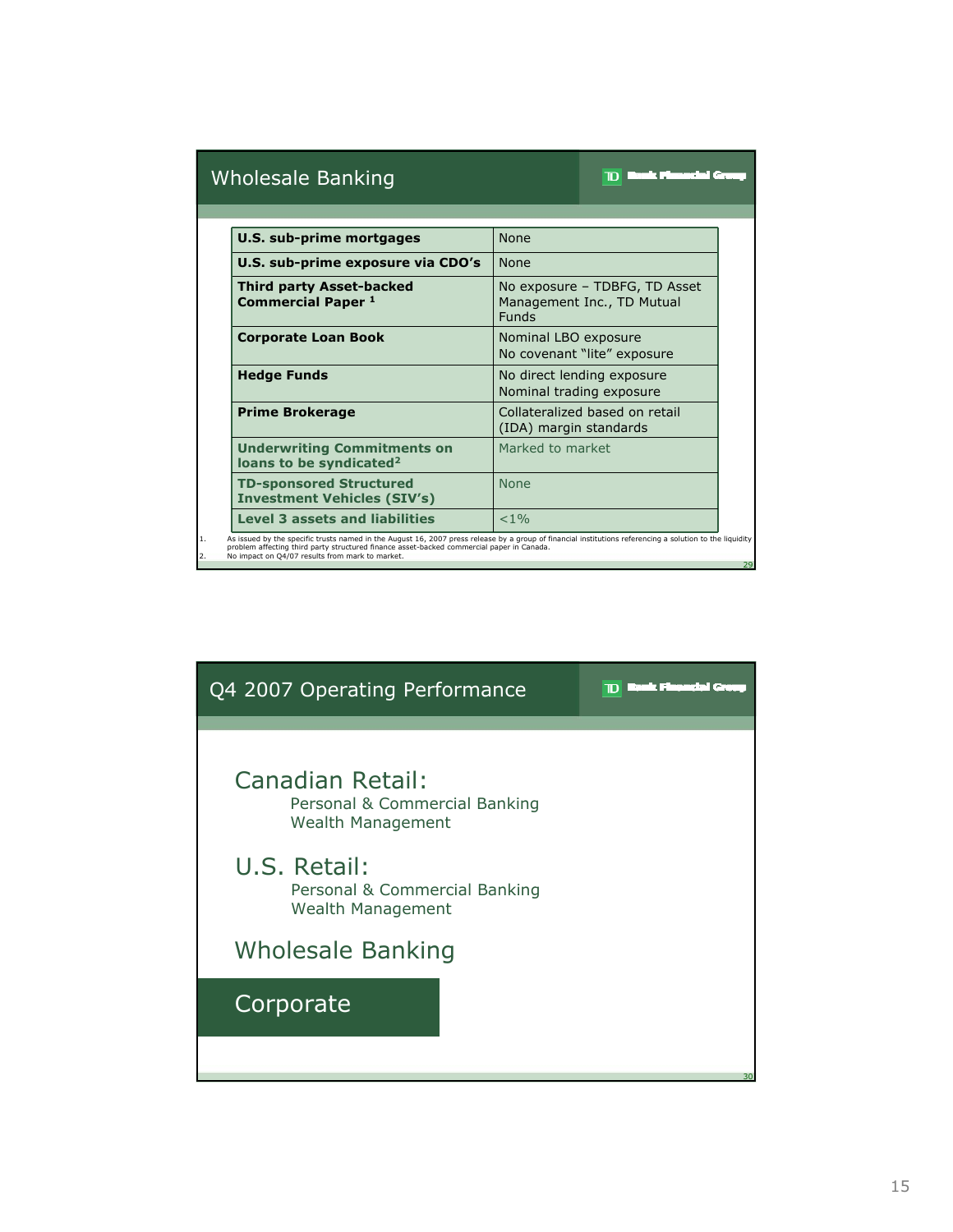## Wholesale Banking

| | |
|---|---|
| **U.S. sub-prime mortgages** | None |
| **U.S. sub-prime exposure via CDO's** | None |
| **Third party Asset-backed Commercial Paper [1]** | No exposure – TDBFG, TD Asset Management Inc., TD Mutual Funds |
| **Corporate Loan Book** | Nominal LBO exposure<br>No covenant "lite" exposure |
| **Hedge Funds** | No direct lending exposure<br>Nominal trading exposure |
| **Prime Brokerage** | Collateralized based on retail (IDA) margin standards |
| **Underwriting Commitments on loans to be syndicated[2]** | Marked to market |
| **TD-sponsored Structured Investment Vehicles (SIV's)** | None |
| **Level 3 assets and liabilities** | <1% |

1. As issued by the specific trusts named in the August 16, 2007 press release by a group of financial institutions referencing a solution to the liquidity problem affecting third party structured finance asset-backed commercial paper in Canada.
2. No impact on Q4/07 results from mark to market.

## Q4 2007 Operating Performance

### Canadian Retail:
- Personal & Commercial Banking
- Wealth Management

### U.S. Retail:
- Personal & Commercial Banking
- Wealth Management

### Wholesale Banking

### Corporate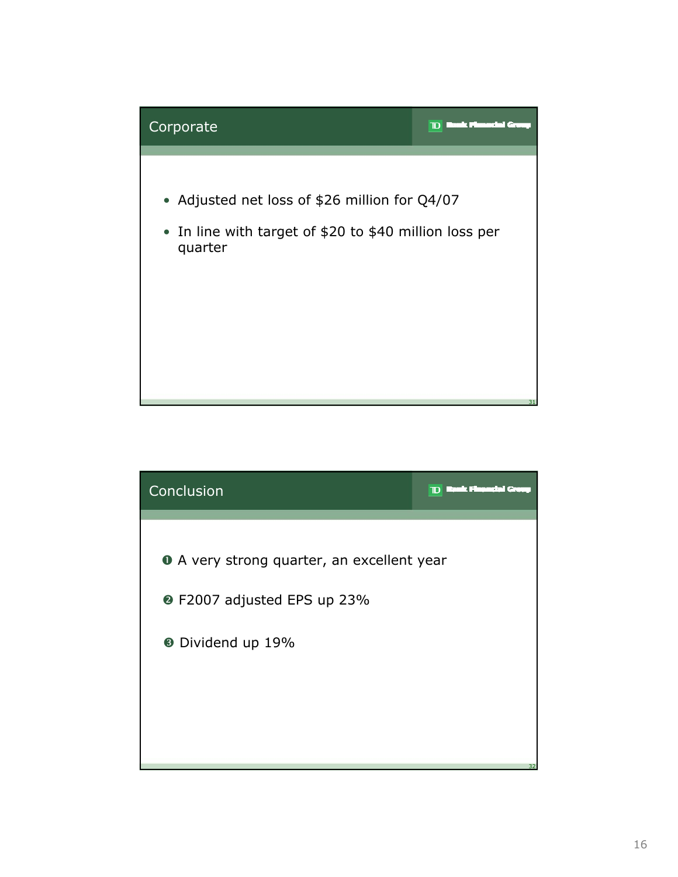## Corporate

- Adjusted net loss of $26 million for Q4/07
- In line with target of $20 to $40 million loss per quarter

## Conclusion

1. A very strong quarter, an excellent year
2. F2007 adjusted EPS up 23%
3. Dividend up 19%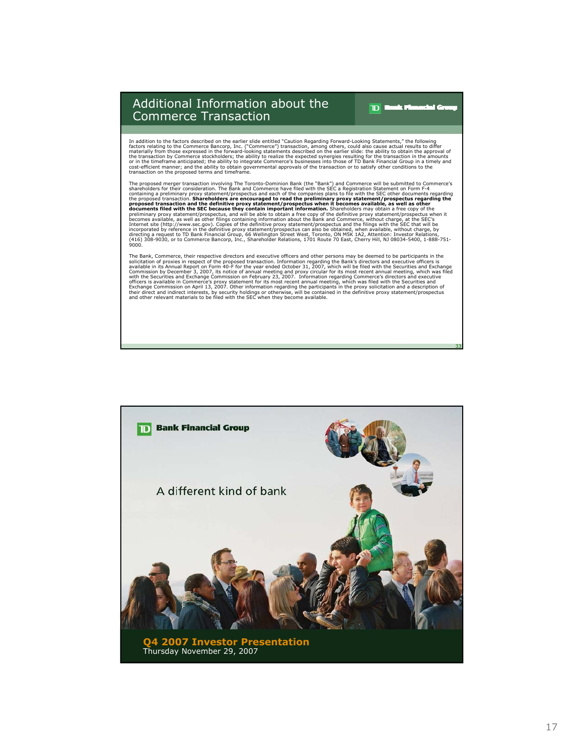## Additional Information about the Commerce Transaction

In addition to the factors described on the earlier slide entitled "Caution Regarding Forward-Looking Statements," the following factors relating to the Commerce Bancorp, Inc. ("Commerce") transaction, among others, could also cause actual results to differ materially from those expressed in the forward-looking statements described on the earlier slide: the ability to obtain the approval of the transaction by Commerce stockholders; the ability to realize the expected synergies resulting for the transaction in the amounts or in the timeframe anticipated; the ability to integrate Commerce's businesses into those of TD Bank Financial Group in a timely and cost-efficient manner; and the ability to obtain governmental approvals of the transaction or to satisfy other conditions to the transaction on the proposed terms and timeframe.

The proposed merger transaction involving The Toronto-Dominion Bank (the "Bank") and Commerce will be submitted to Commerce's shareholders for their consideration. The Bank and Commerce have filed with the SEC a Registration Statement on Form F-4 containing a preliminary proxy statement/prospectus and each of the companies plans to file with the SEC other documents regarding the proposed transaction. **Shareholders are encouraged to read the preliminary proxy statement/prospectus regarding the proposed transaction and the definitive proxy statement/prospectus when it becomes available, as well as other documents filed with the SEC because they contain important information.** Shareholders may obtain a free copy of the preliminary proxy statement/prospectus, and will be able to obtain a free copy of the definitive proxy statement/prospectus when it becomes available, as well as other filings containing information about the Bank and Commerce, without charge, at the SEC's Internet site (http://www.sec.gov). Copies of the definitive proxy statement/prospectus and the filings with the SEC that will be incorporated by reference in the definitive proxy statement/prospectus can also be obtained, when available, without charge, by directing a request to TD Bank Financial Group, 66 Wellington Street West, Toronto, ON M5K 1A2, Attention: Investor Relations, (416) 308-9030, or to Commerce Bancorp, Inc., Shareholder Relations, 1701 Route 70 East, Cherry Hill, NJ 08034-5400, 1-888-751-9000.

The Bank, Commerce, their respective directors and executive officers and other persons may be deemed to be participants in the solicitation of proxies in respect of the proposed transaction. Information regarding the Bank's directors and executive officers is available in its Annual Report on Form 40-F for the year ended October 31, 2007, which will be filed with the Securities and Exchange Commission by December 3, 2007, its notice of annual meeting and proxy circular for its most recent annual meeting, which was filed with the Securities and Exchange Commission on February 23, 2007. Information regarding Commerce's directors and executive officers is available in Commerce's proxy statement for its most recent annual meeting, which was filed with the Securities and Exchange Commission on April 13, 2007. Other information regarding the participants in the proxy solicitation and a description of their direct and indirect interests, by security holdings or otherwise, will be contained in the definitive proxy statement/prospectus and other relevant materials to be filed with the SEC when they become available.

TD Bank Financial Group

A different kind of bank

**Q4 2007 Investor Presentation**
Thursday November 29, 2007